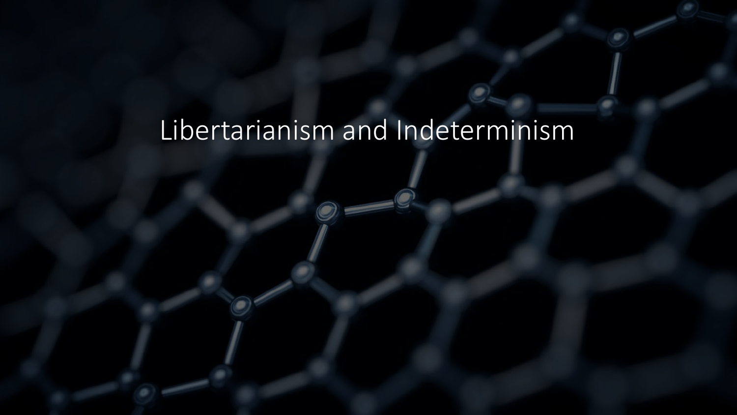# Libertarianism and Indeterminism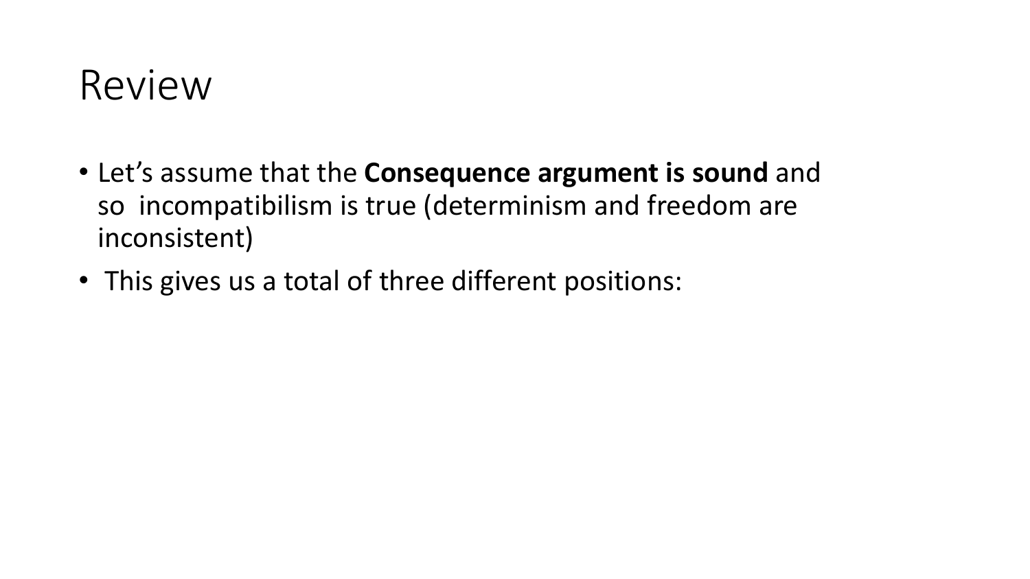# Review

- Let's assume that the **Consequence argument is sound** and so incompatibilism is true (determinism and freedom are inconsistent)
- This gives us a total of three different positions: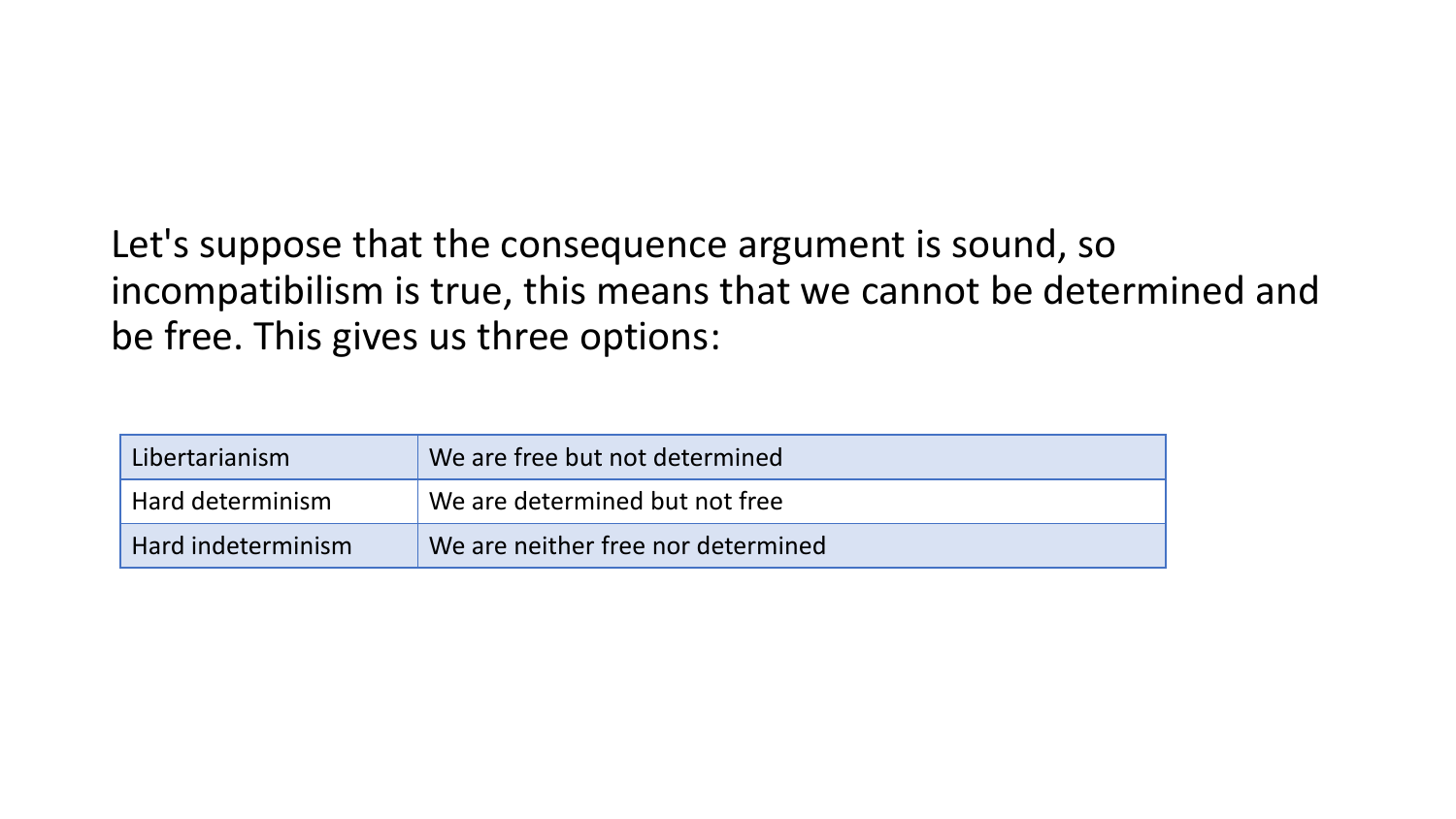Let's suppose that the consequence argument is sound, so incompatibilism is true, this means that we cannot be determined and be free. This gives us three options:

| | |
|---|---|
| Libertarianism | We are free but not determined |
| Hard determinism | We are determined but not free |
| Hard indeterminism | We are neither free nor determined |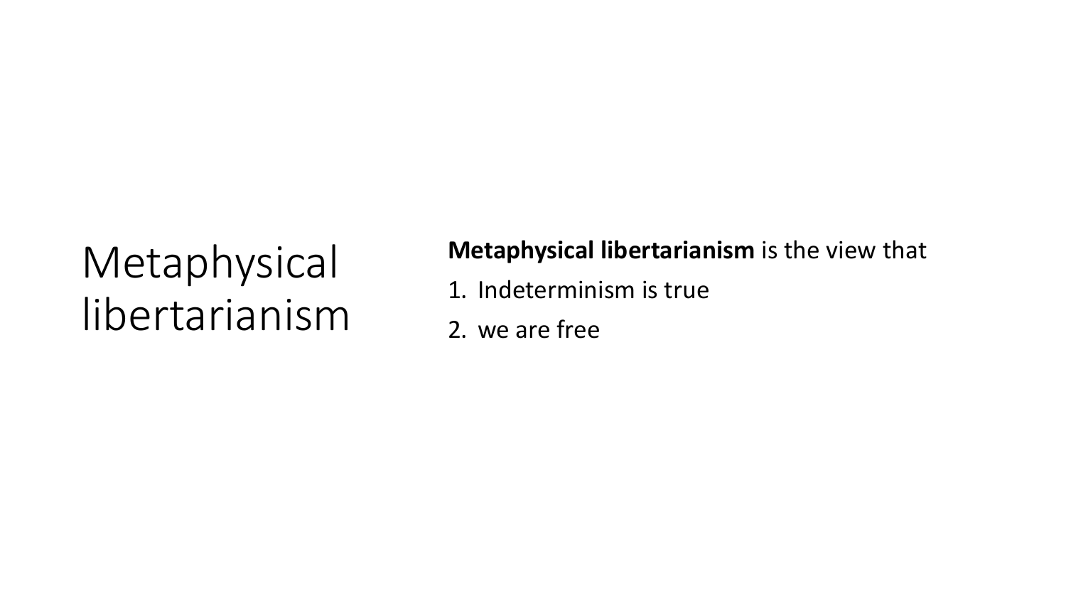# Metaphysical libertarianism

**Metaphysical libertarianism** is the view that

1. Indeterminism is true
2. we are free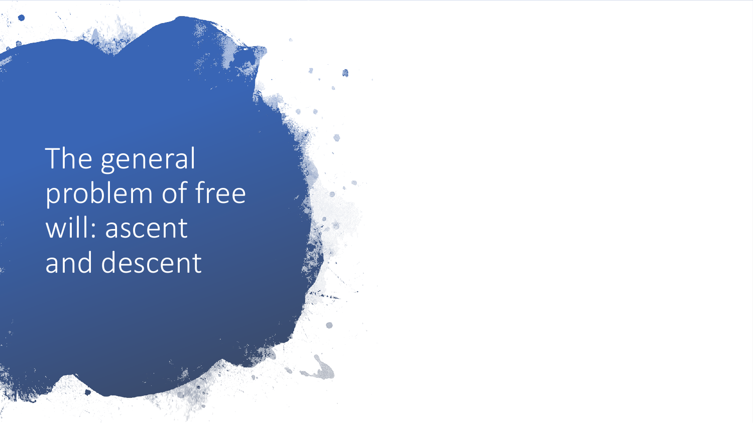# The general problem of free will: ascent and descent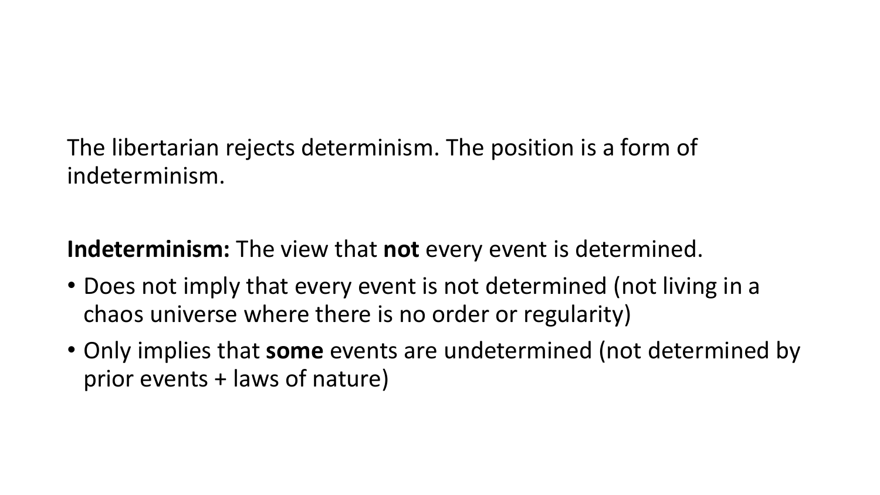The libertarian rejects determinism. The position is a form of indeterminism.

**Indeterminism:** The view that **not** every event is determined.

- Does not imply that every event is not determined (not living in a chaos universe where there is no order or regularity)
- Only implies that **some** events are undetermined (not determined by prior events + laws of nature)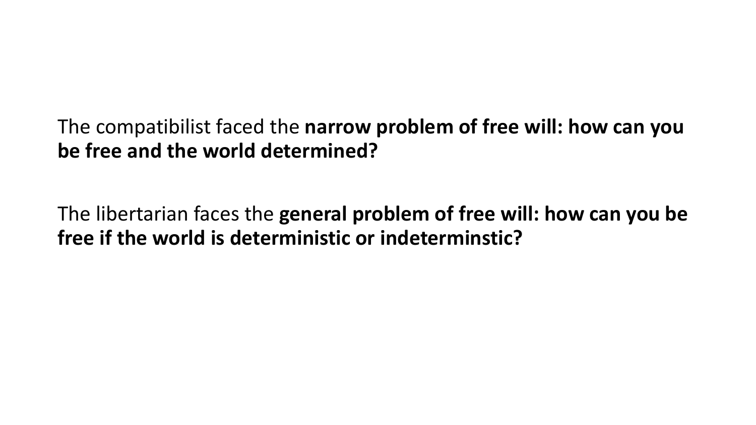The compatibilist faced the **narrow problem of free will: how can you be free and the world determined?**

The libertarian faces the **general problem of free will: how can you be free if the world is deterministic or indeterminstic?**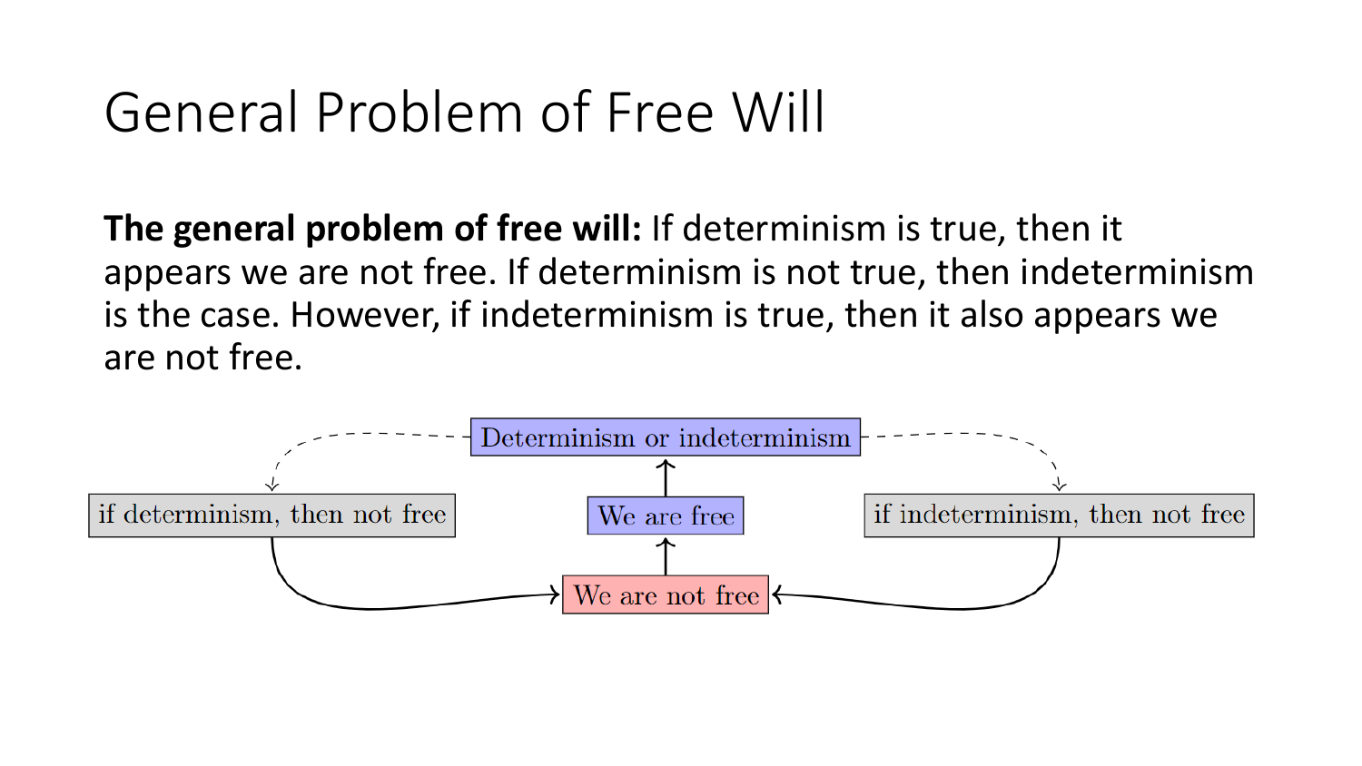# General Problem of Free Will

**The general problem of free will:** If determinism is true, then it appears we are not free. If determinism is not true, then indeterminism is the case. However, if indeterminism is true, then it also appears we are not free.

Determinism or indeterminism

if determinism, then not free

We are free

if indeterminism, then not free

We are not free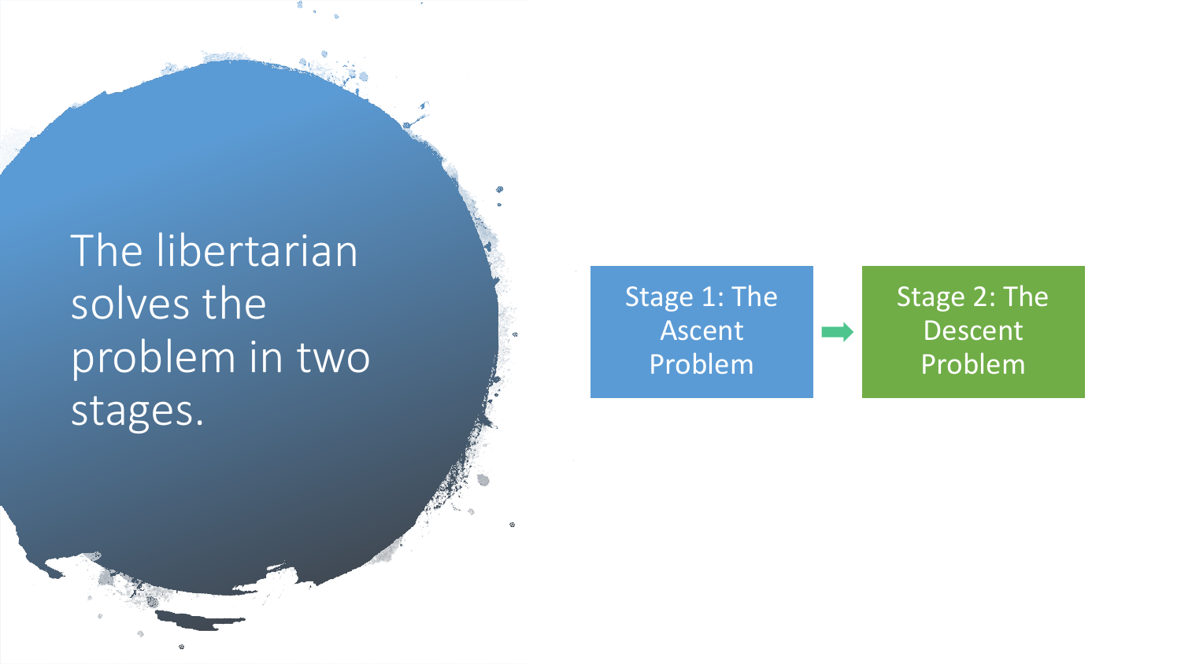# The libertarian solves the problem in two stages.

Stage 1: The Ascent Problem → Stage 2: The Descent Problem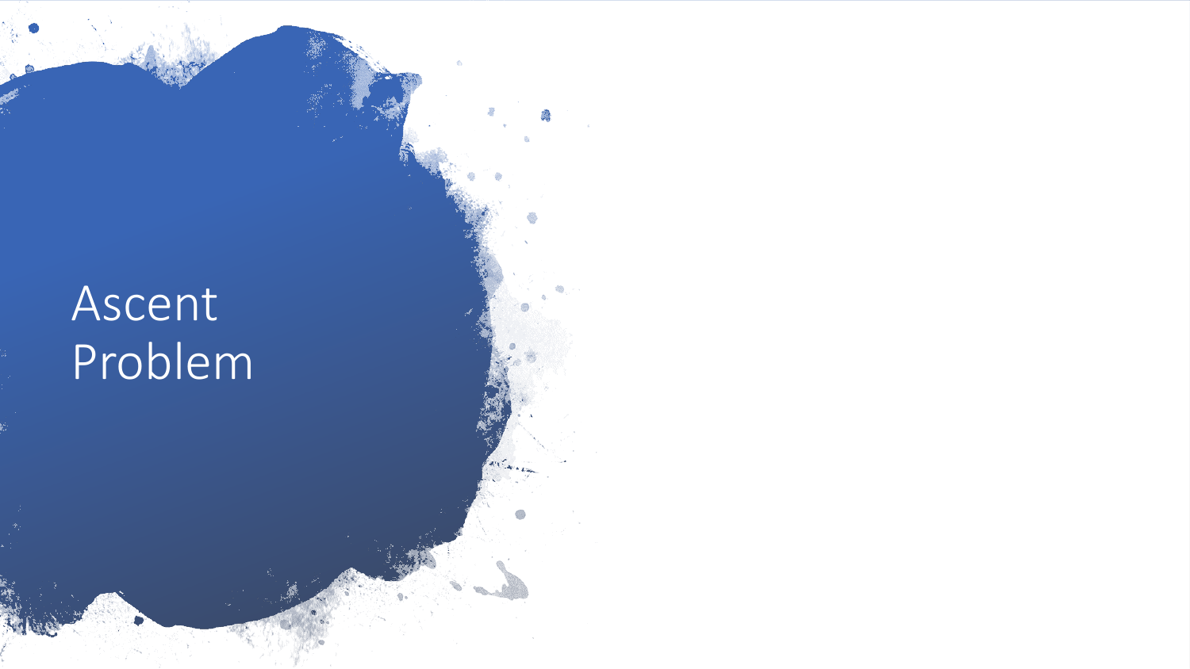# Ascent Problem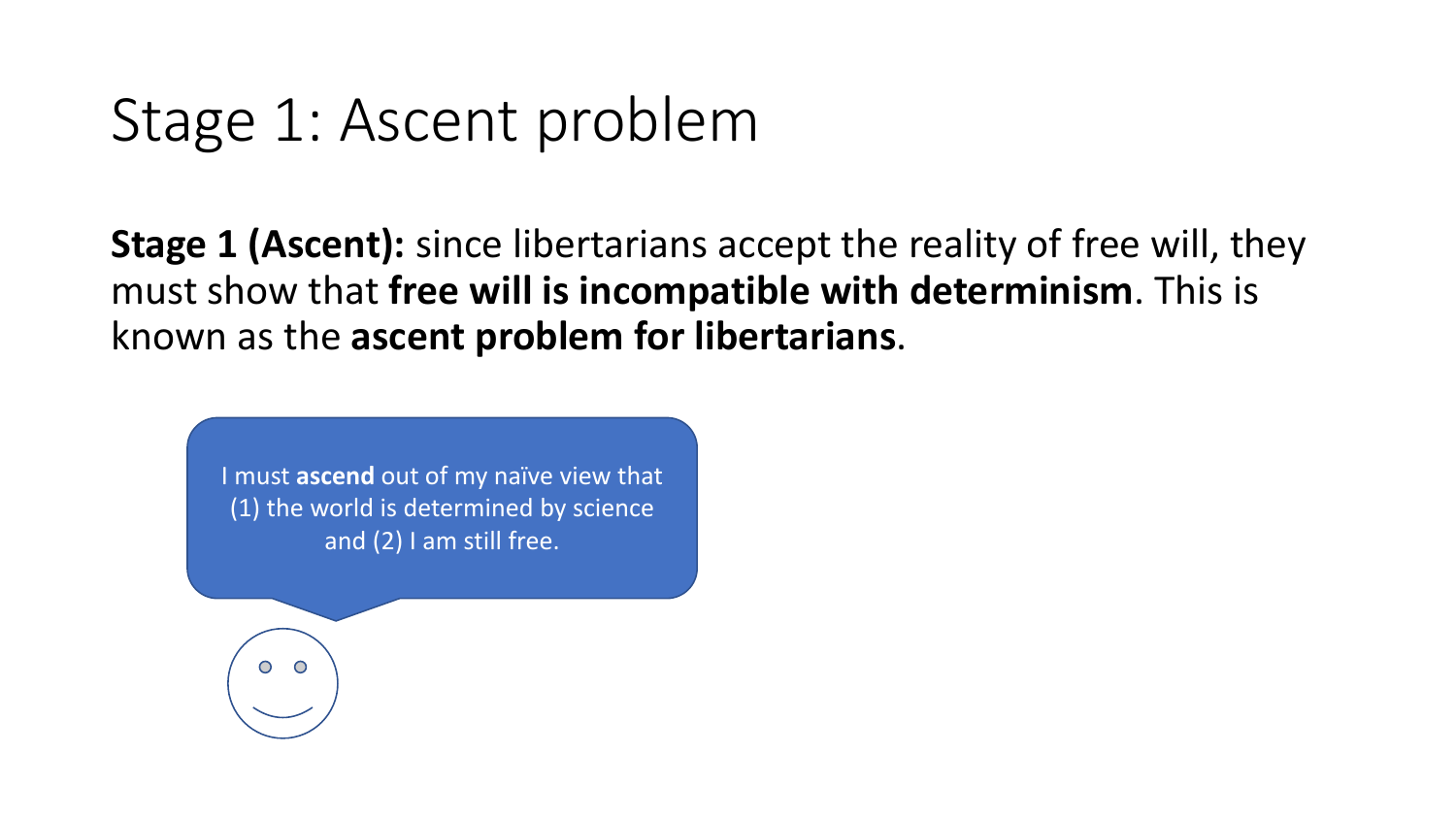# Stage 1: Ascent problem

**Stage 1 (Ascent):** since libertarians accept the reality of free will, they must show that **free will is incompatible with determinism**. This is known as the **ascent problem for libertarians**.

I must **ascend** out of my naïve view that (1) the world is determined by science and (2) I am still free.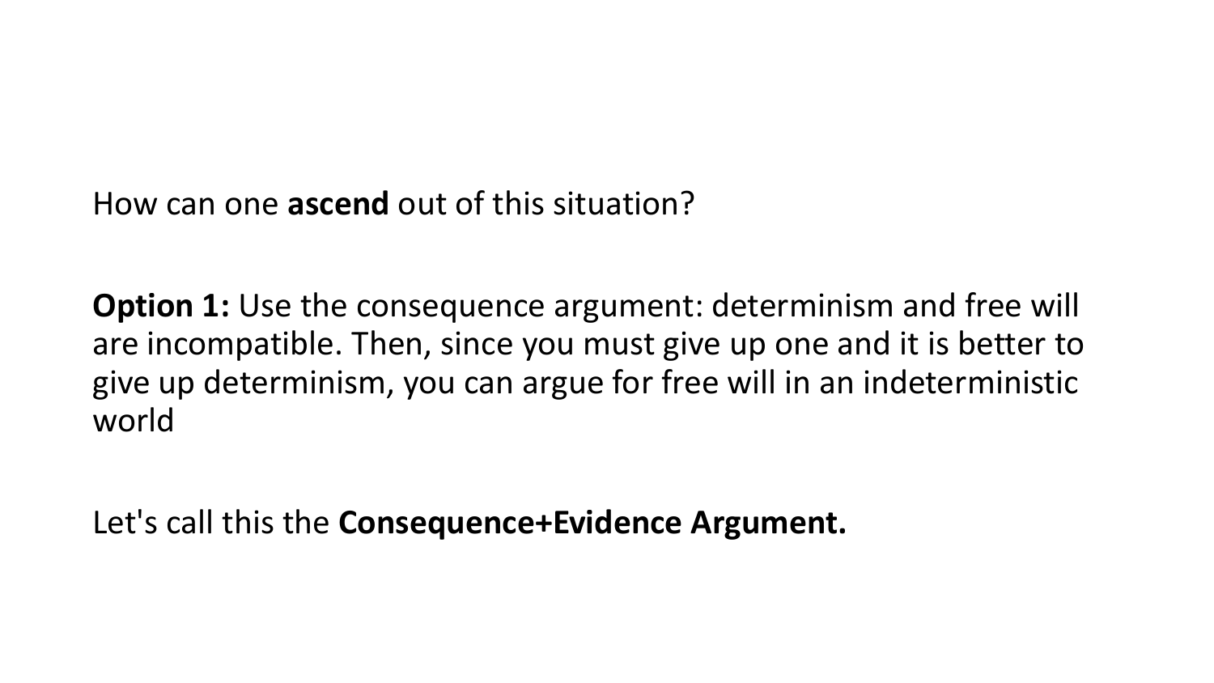How can one **ascend** out of this situation?

**Option 1:** Use the consequence argument: determinism and free will are incompatible. Then, since you must give up one and it is better to give up determinism, you can argue for free will in an indeterministic world

Let's call this the **Consequence+Evidence Argument.**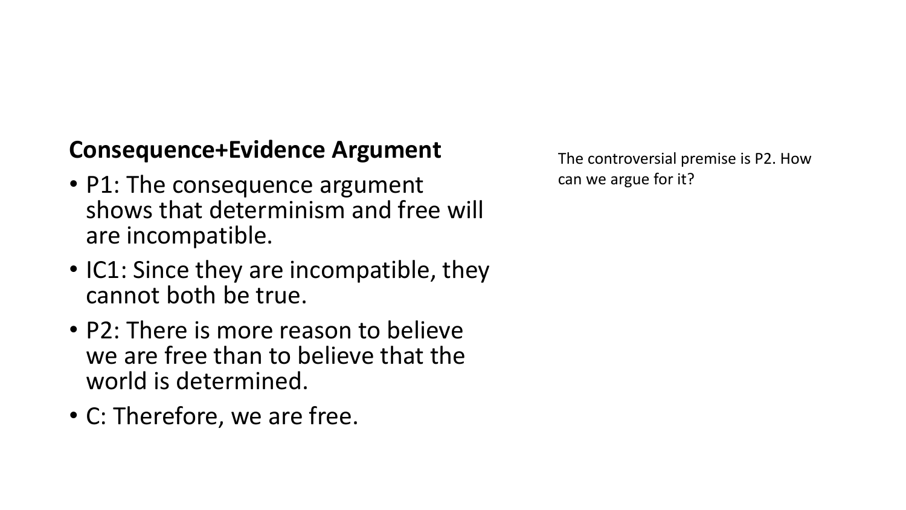## Consequence+Evidence Argument

- P1: The consequence argument shows that determinism and free will are incompatible.
- IC1: Since they are incompatible, they cannot both be true.
- P2: There is more reason to believe we are free than to believe that the world is determined.
- C: Therefore, we are free.

The controversial premise is P2. How can we argue for it?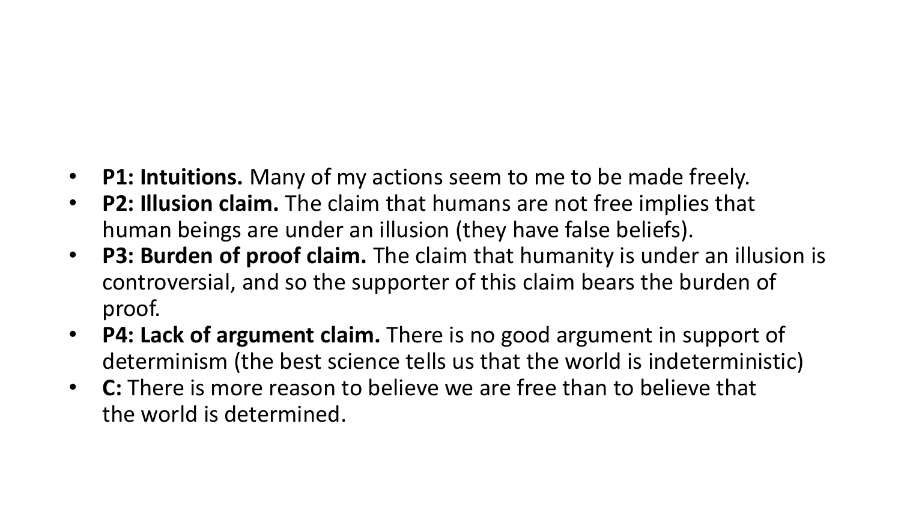- **P1: Intuitions.** Many of my actions seem to me to be made freely.
- **P2: Illusion claim.** The claim that humans are not free implies that human beings are under an illusion (they have false beliefs).
- **P3: Burden of proof claim.** The claim that humanity is under an illusion is controversial, and so the supporter of this claim bears the burden of proof.
- **P4: Lack of argument claim.** There is no good argument in support of determinism (the best science tells us that the world is indeterministic)
- **C:** There is more reason to believe we are free than to believe that the world is determined.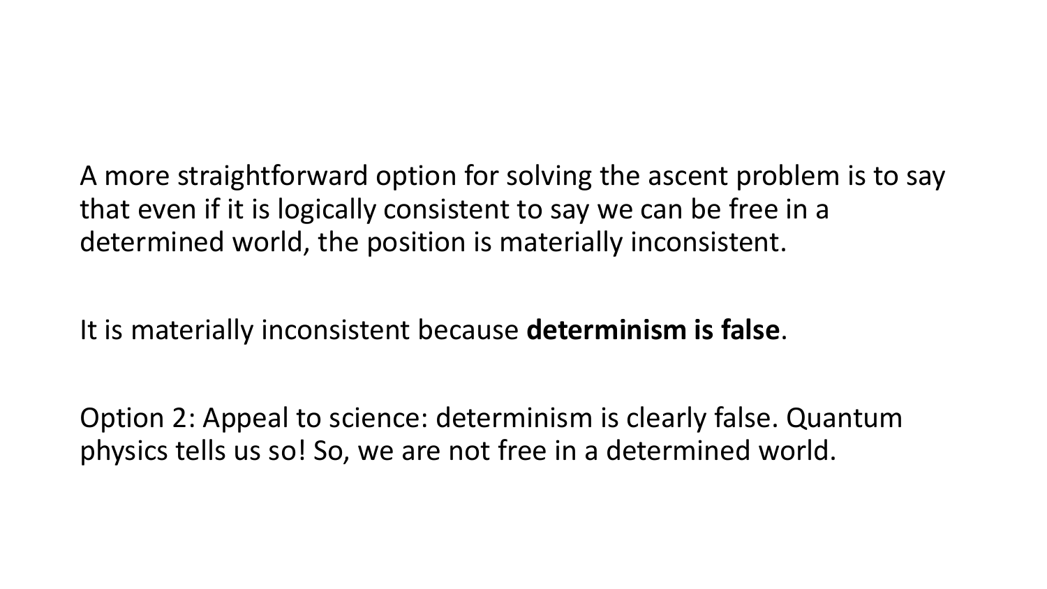A more straightforward option for solving the ascent problem is to say that even if it is logically consistent to say we can be free in a determined world, the position is materially inconsistent.

It is materially inconsistent because **determinism is false**.

Option 2: Appeal to science: determinism is clearly false. Quantum physics tells us so! So, we are not free in a determined world.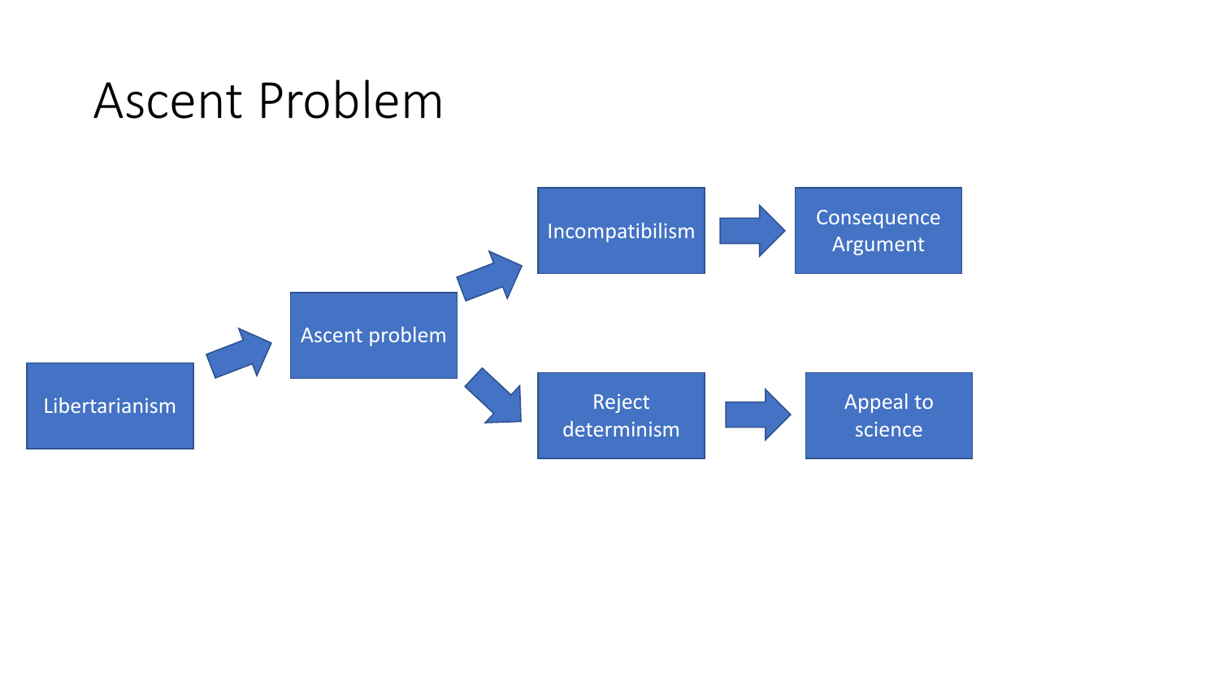# Ascent Problem

- Libertarianism → Ascent problem
- Ascent problem → Incompatibilism → Consequence Argument
- Ascent problem → Reject determinism → Appeal to science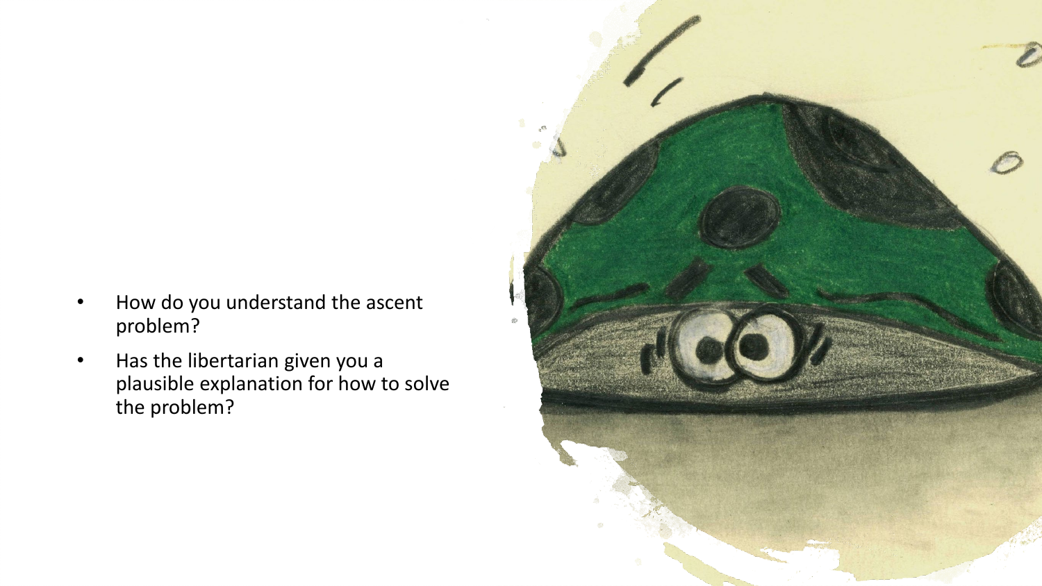- How do you understand the ascent problem?
- Has the libertarian given you a plausible explanation for how to solve the problem?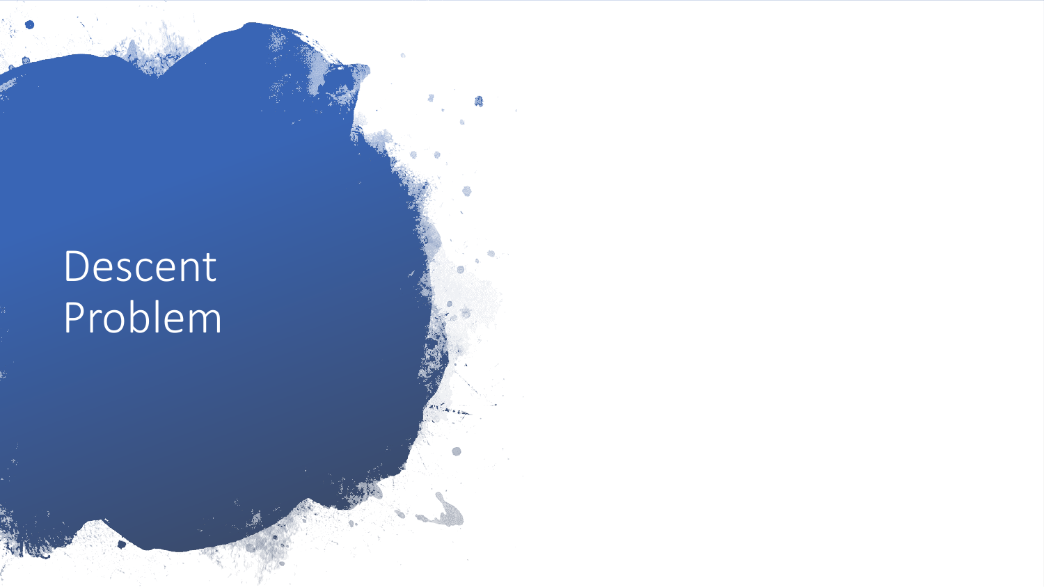# Descent Problem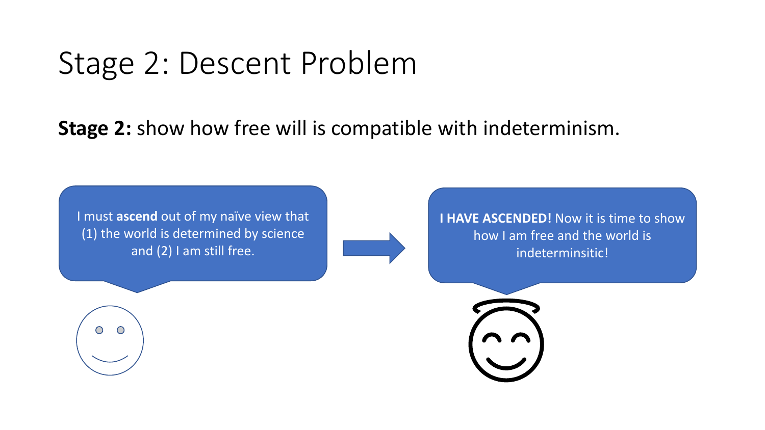# Stage 2: Descent Problem

**Stage 2:** show how free will is compatible with indeterminism.

I must **ascend** out of my naïve view that (1) the world is determined by science and (2) I am still free.

**I HAVE ASCENDED!** Now it is time to show how I am free and the world is indeterminsitic!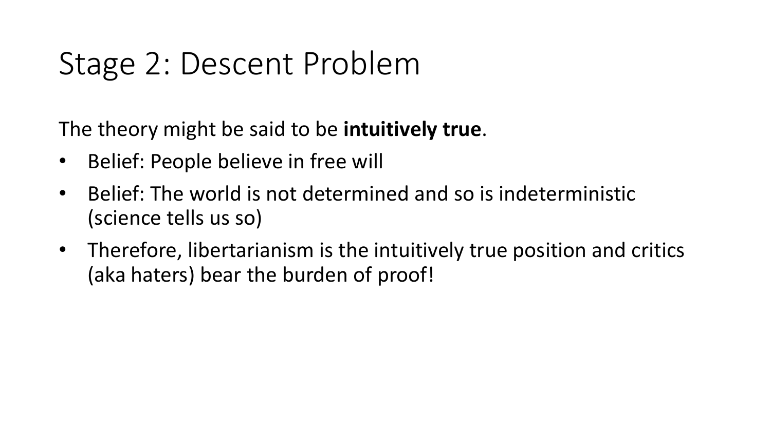# Stage 2: Descent Problem

The theory might be said to be **intuitively true**.

- Belief: People believe in free will
- Belief: The world is not determined and so is indeterministic (science tells us so)
- Therefore, libertarianism is the intuitively true position and critics (aka haters) bear the burden of proof!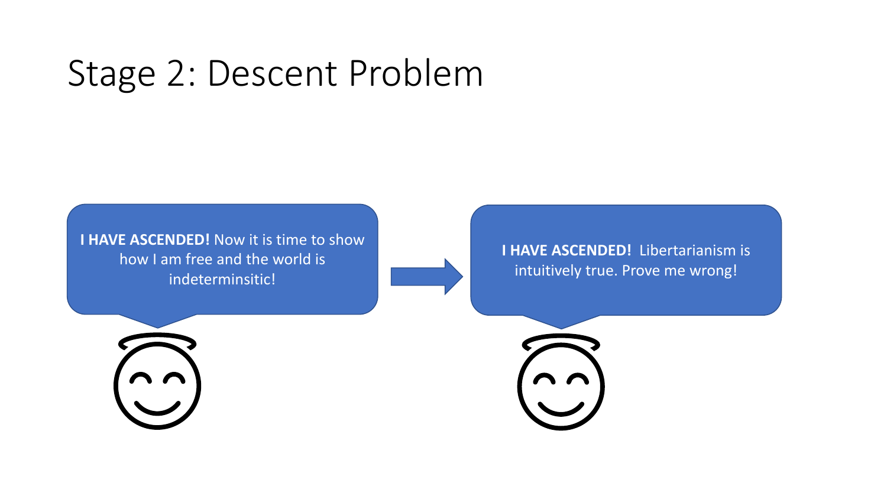# Stage 2: Descent Problem

**I HAVE ASCENDED!** Now it is time to show how I am free and the world is indeterminsitic!

**I HAVE ASCENDED!** Libertarianism is intuitively true. Prove me wrong!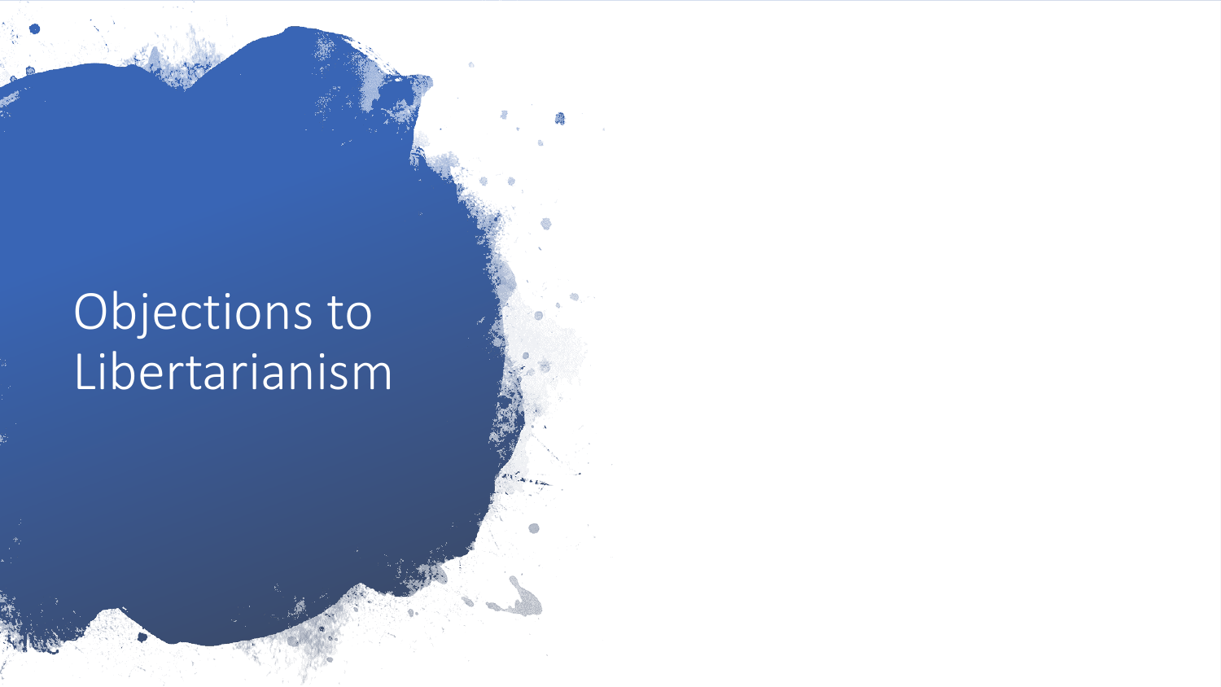# Objections to Libertarianism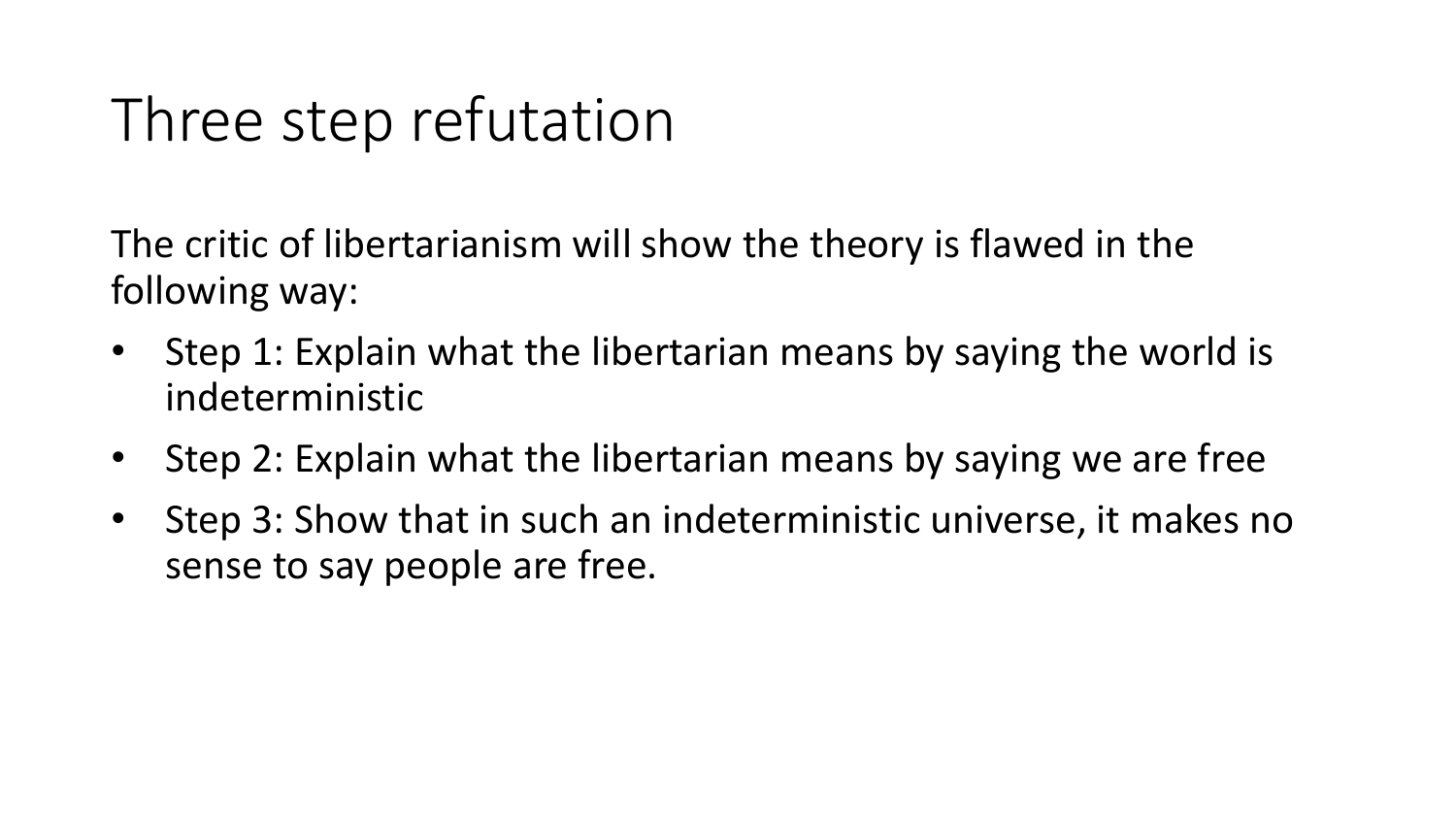# Three step refutation

The critic of libertarianism will show the theory is flawed in the following way:

- Step 1: Explain what the libertarian means by saying the world is indeterministic
- Step 2: Explain what the libertarian means by saying we are free
- Step 3: Show that in such an indeterministic universe, it makes no sense to say people are free.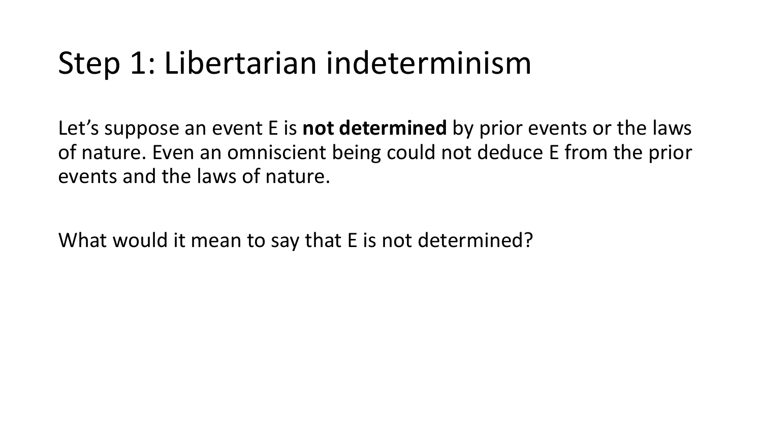# Step 1: Libertarian indeterminism

Let's suppose an event E is **not determined** by prior events or the laws of nature. Even an omniscient being could not deduce E from the prior events and the laws of nature.

What would it mean to say that E is not determined?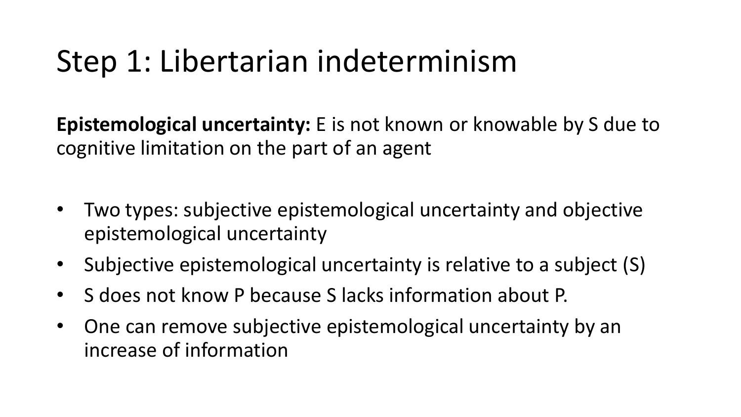# Step 1: Libertarian indeterminism

**Epistemological uncertainty:** E is not known or knowable by S due to cognitive limitation on the part of an agent

- Two types: subjective epistemological uncertainty and objective epistemological uncertainty
- Subjective epistemological uncertainty is relative to a subject (S)
- S does not know P because S lacks information about P.
- One can remove subjective epistemological uncertainty by an increase of information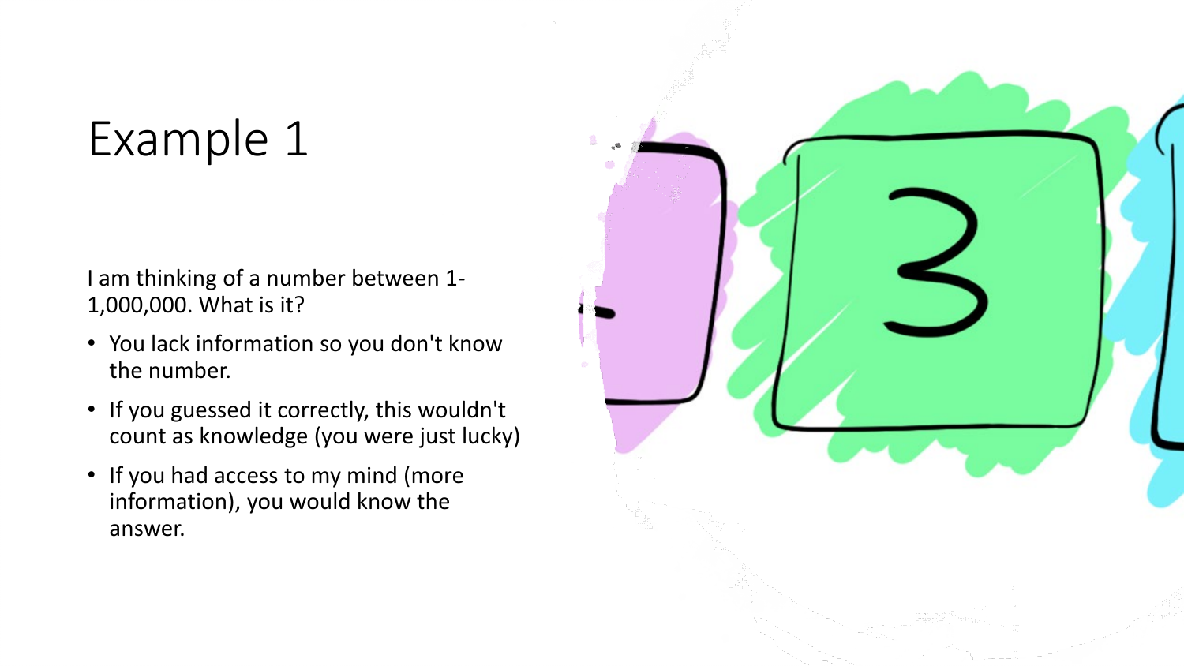# Example 1

I am thinking of a number between 1-1,000,000. What is it?

- You lack information so you don't know the number.
- If you guessed it correctly, this wouldn't count as knowledge (you were just lucky)
- If you had access to my mind (more information), you would know the answer.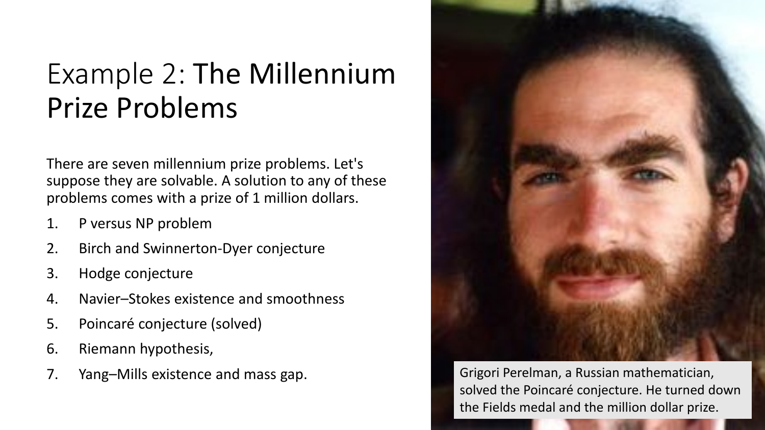# Example 2: The Millennium Prize Problems

There are seven millennium prize problems. Let's suppose they are solvable. A solution to any of these problems comes with a prize of 1 million dollars.

1. P versus NP problem
2. Birch and Swinnerton-Dyer conjecture
3. Hodge conjecture
4. Navier–Stokes existence and smoothness
5. Poincaré conjecture (solved)
6. Riemann hypothesis,
7. Yang–Mills existence and mass gap.

Grigori Perelman, a Russian mathematician, solved the Poincaré conjecture. He turned down the Fields medal and the million dollar prize.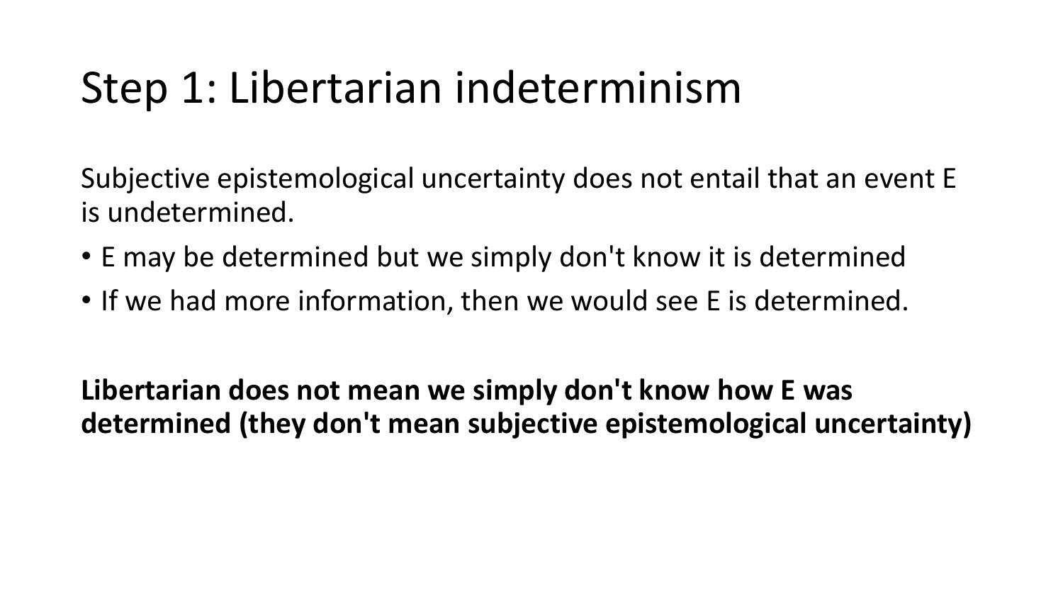# Step 1: Libertarian indeterminism

Subjective epistemological uncertainty does not entail that an event E is undetermined.

- E may be determined but we simply don't know it is determined
- If we had more information, then we would see E is determined.

**Libertarian does not mean we simply don't know how E was determined (they don't mean subjective epistemological uncertainty)**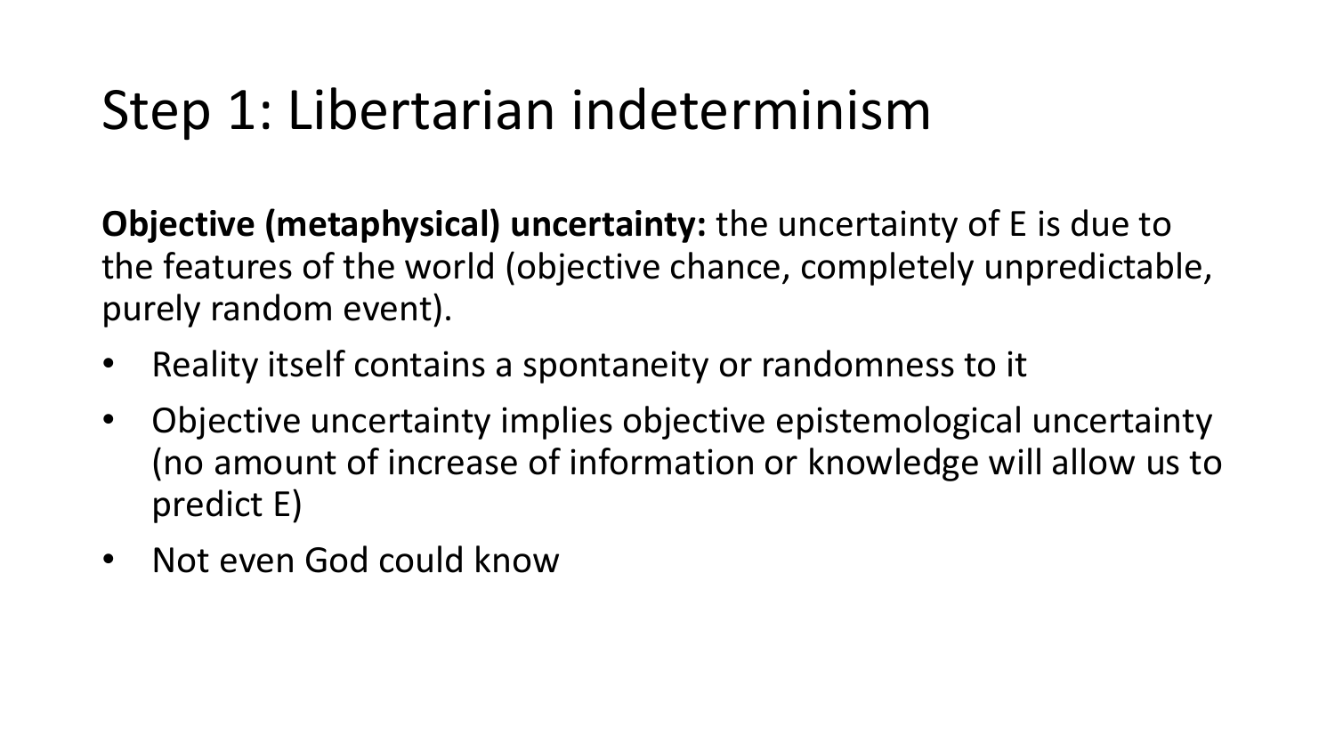# Step 1: Libertarian indeterminism

**Objective (metaphysical) uncertainty:** the uncertainty of E is due to the features of the world (objective chance, completely unpredictable, purely random event).

- Reality itself contains a spontaneity or randomness to it
- Objective uncertainty implies objective epistemological uncertainty (no amount of increase of information or knowledge will allow us to predict E)
- Not even God could know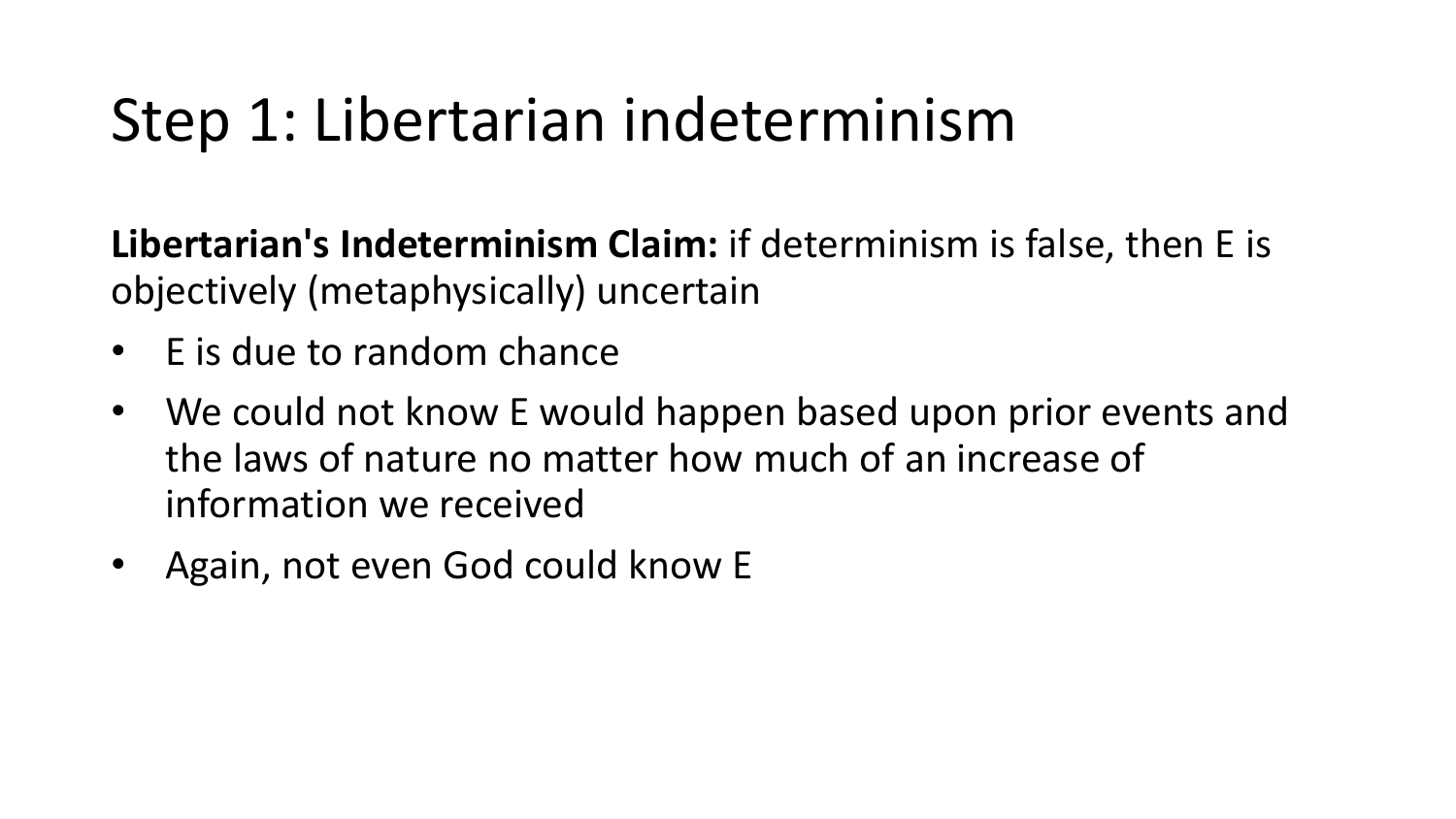# Step 1: Libertarian indeterminism

**Libertarian's Indeterminism Claim:** if determinism is false, then E is objectively (metaphysically) uncertain

- E is due to random chance
- We could not know E would happen based upon prior events and the laws of nature no matter how much of an increase of information we received
- Again, not even God could know E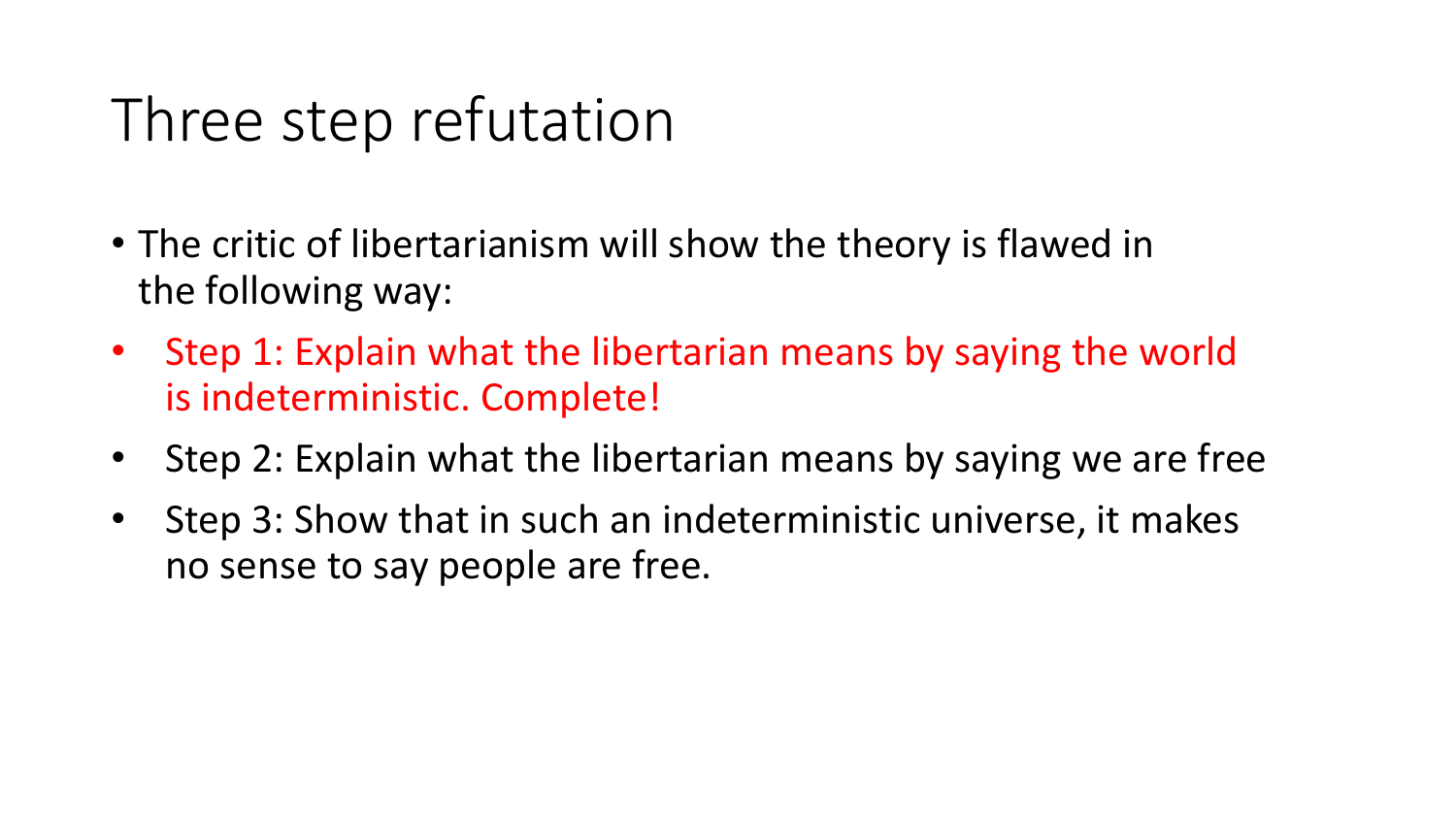# Three step refutation

- The critic of libertarianism will show the theory is flawed in the following way:
- Step 1: Explain what the libertarian means by saying the world is indeterministic. Complete!
- Step 2: Explain what the libertarian means by saying we are free
- Step 3: Show that in such an indeterministic universe, it makes no sense to say people are free.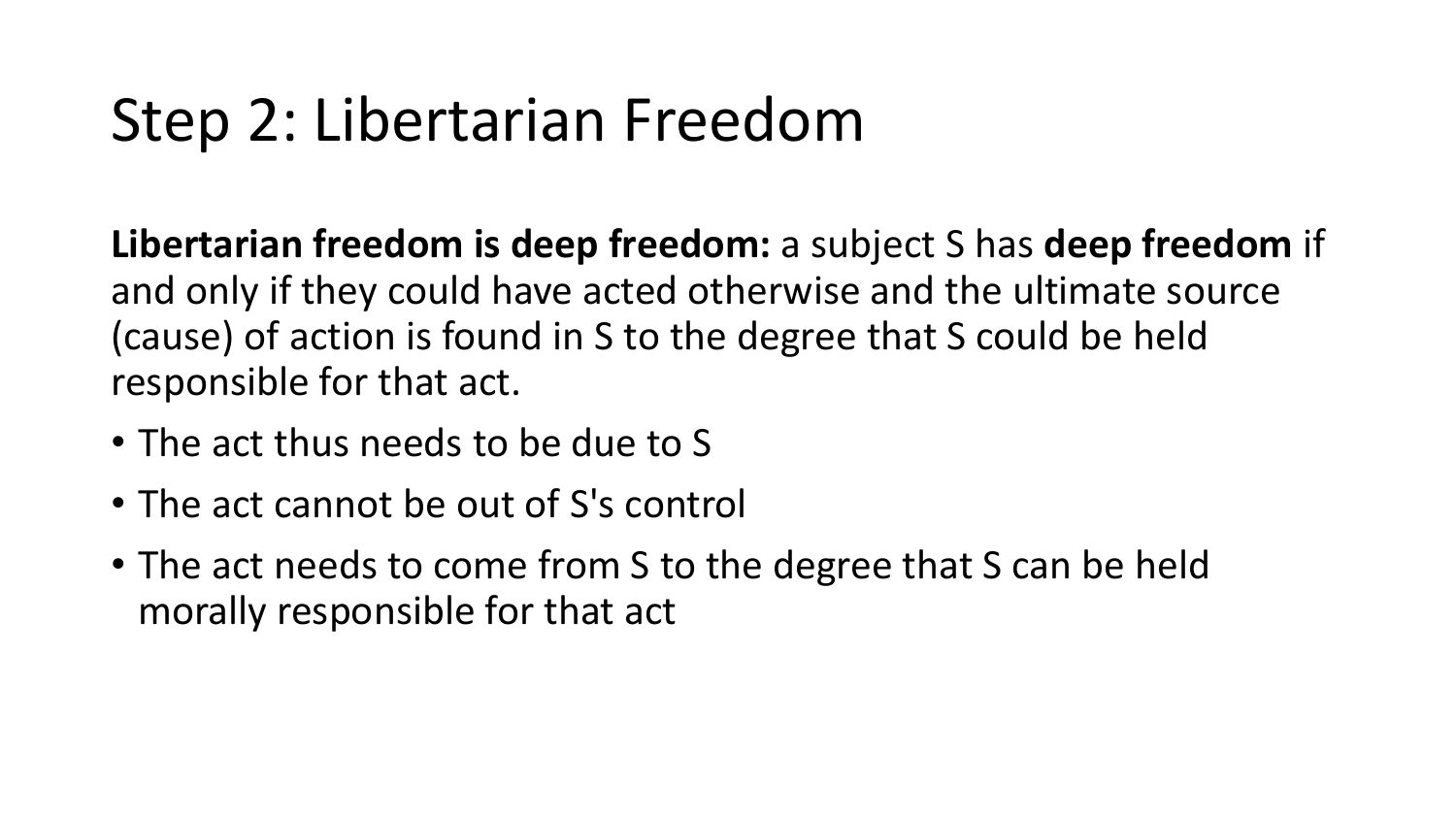# Step 2: Libertarian Freedom

**Libertarian freedom is deep freedom:** a subject S has **deep freedom** if and only if they could have acted otherwise and the ultimate source (cause) of action is found in S to the degree that S could be held responsible for that act.

- The act thus needs to be due to S
- The act cannot be out of S's control
- The act needs to come from S to the degree that S can be held morally responsible for that act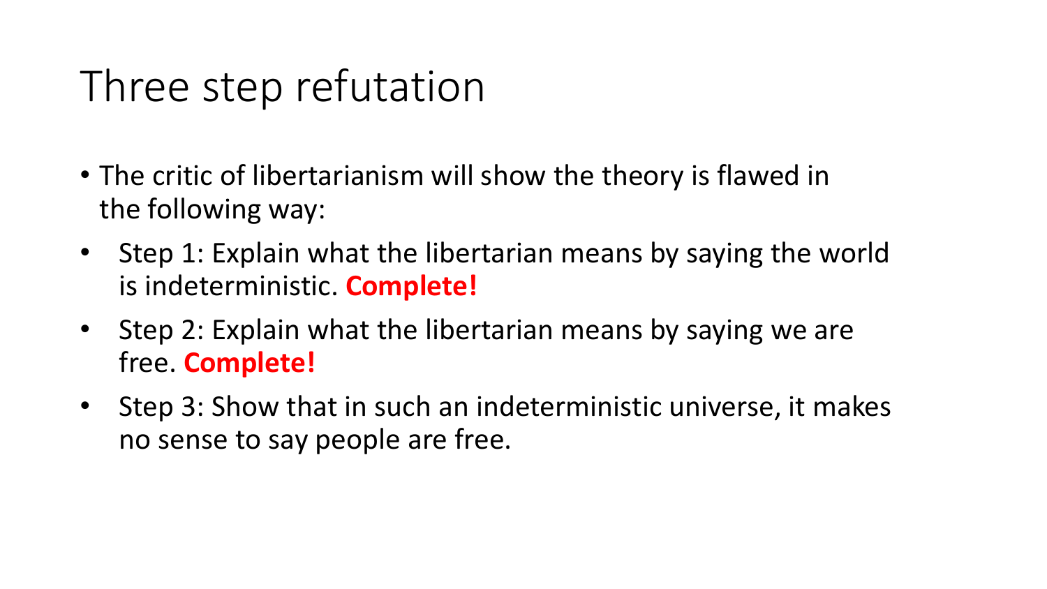# Three step refutation

- The critic of libertarianism will show the theory is flawed in the following way:
- Step 1: Explain what the libertarian means by saying the world is indeterministic. **Complete!**
- Step 2: Explain what the libertarian means by saying we are free. **Complete!**
- Step 3: Show that in such an indeterministic universe, it makes no sense to say people are free.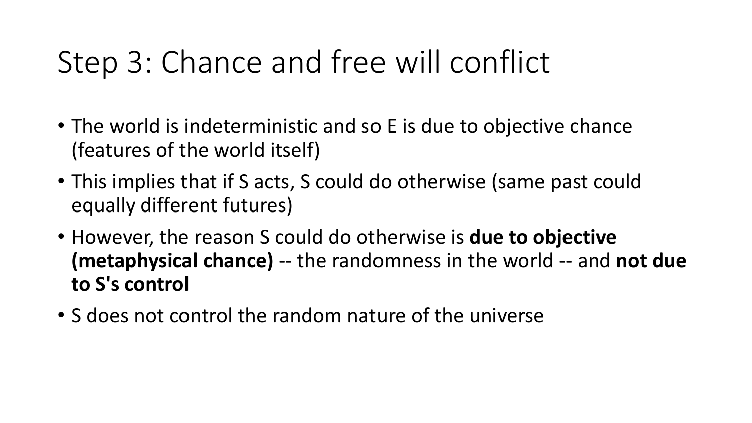# Step 3: Chance and free will conflict

- The world is indeterministic and so E is due to objective chance (features of the world itself)
- This implies that if S acts, S could do otherwise (same past could equally different futures)
- However, the reason S could do otherwise is **due to objective (metaphysical chance)** -- the randomness in the world -- and **not due to S's control**
- S does not control the random nature of the universe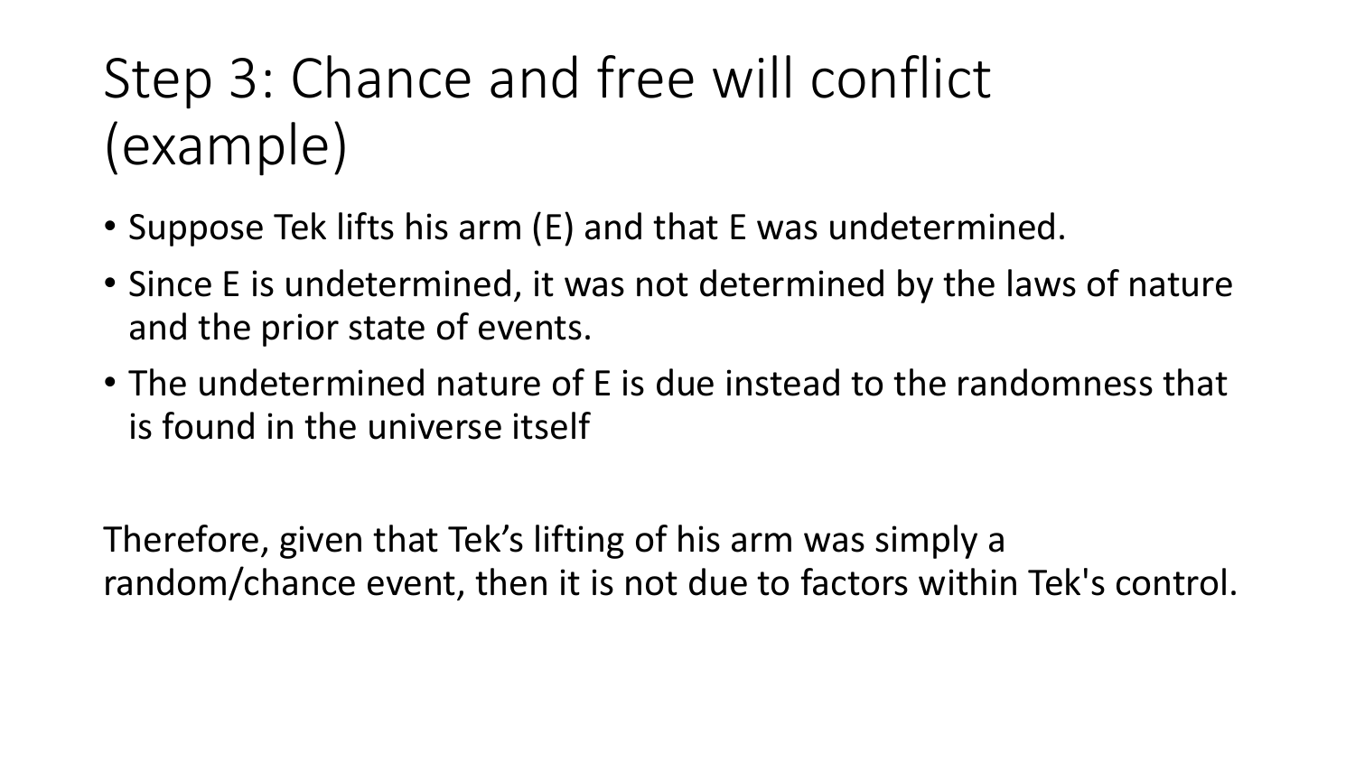# Step 3: Chance and free will conflict (example)

- Suppose Tek lifts his arm (E) and that E was undetermined.
- Since E is undetermined, it was not determined by the laws of nature and the prior state of events.
- The undetermined nature of E is due instead to the randomness that is found in the universe itself

Therefore, given that Tek's lifting of his arm was simply a random/chance event, then it is not due to factors within Tek's control.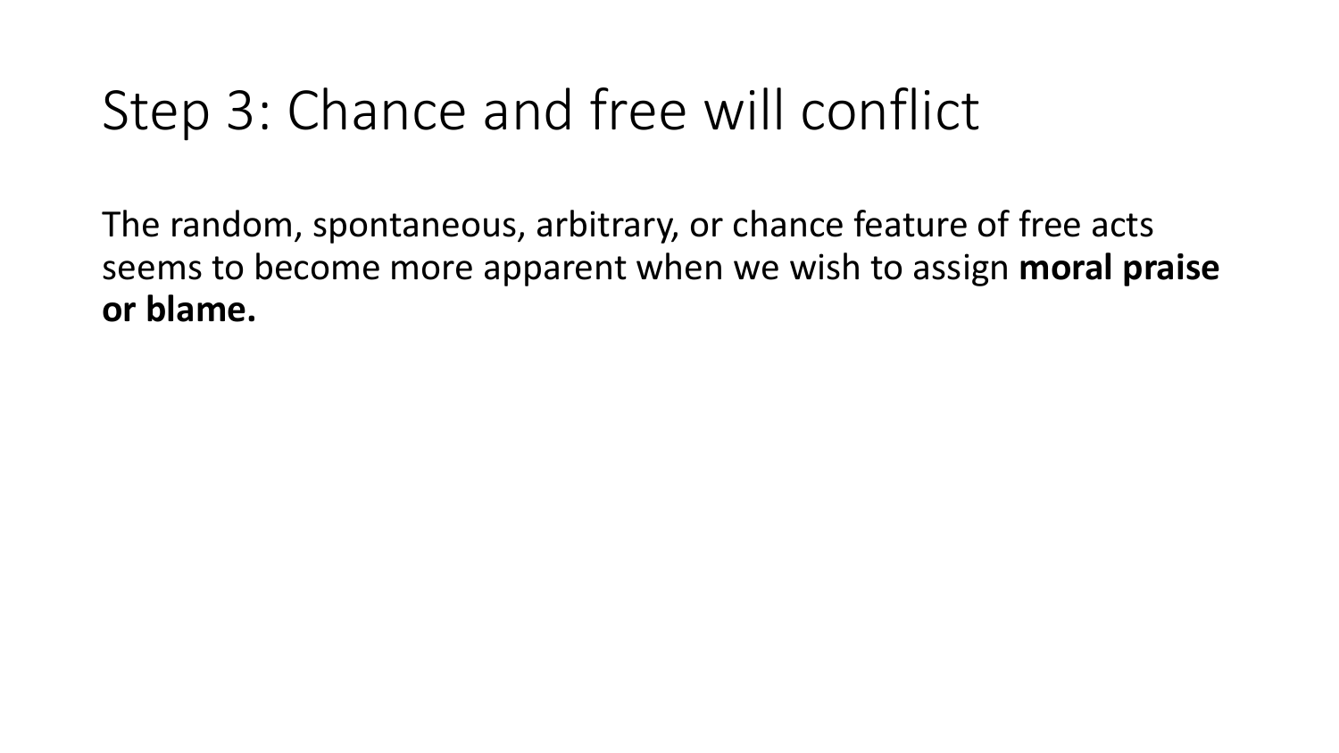# Step 3: Chance and free will conflict

The random, spontaneous, arbitrary, or chance feature of free acts seems to become more apparent when we wish to assign **moral praise or blame.**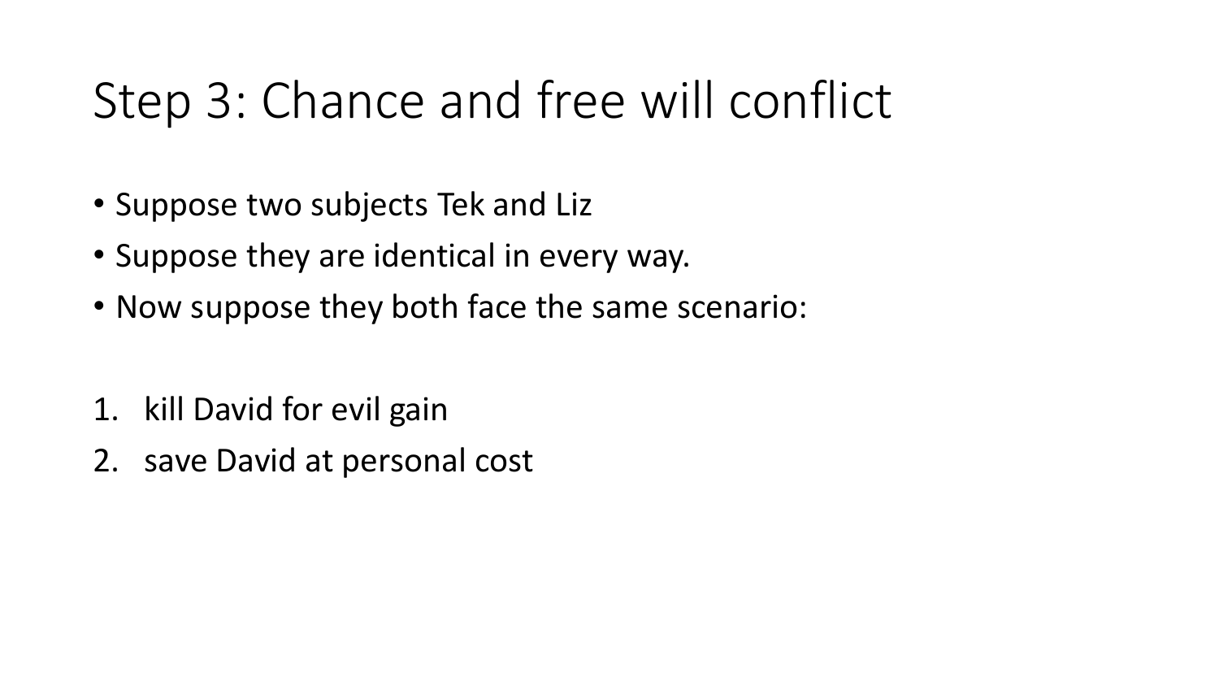# Step 3: Chance and free will conflict

- Suppose two subjects Tek and Liz
- Suppose they are identical in every way.
- Now suppose they both face the same scenario:

1. kill David for evil gain
2. save David at personal cost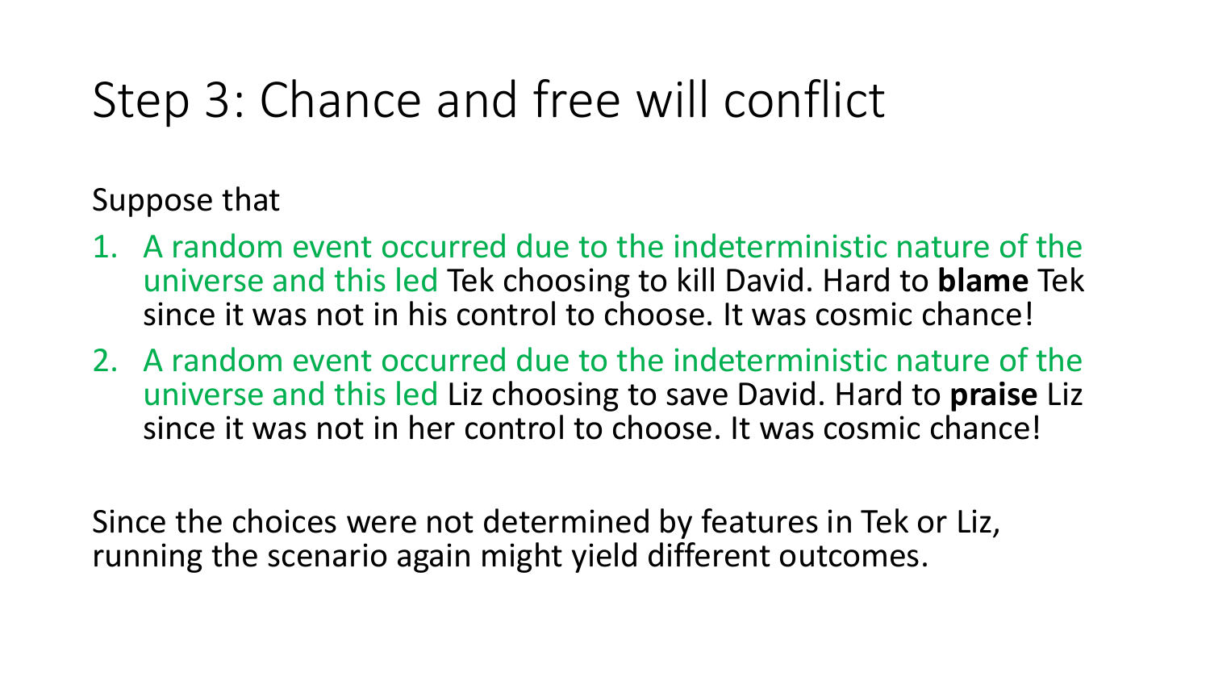# Step 3: Chance and free will conflict

Suppose that

1. A random event occurred due to the indeterministic nature of the universe and this led Tek choosing to kill David. Hard to **blame** Tek since it was not in his control to choose. It was cosmic chance!
2. A random event occurred due to the indeterministic nature of the universe and this led Liz choosing to save David. Hard to **praise** Liz since it was not in her control to choose. It was cosmic chance!

Since the choices were not determined by features in Tek or Liz, running the scenario again might yield different outcomes.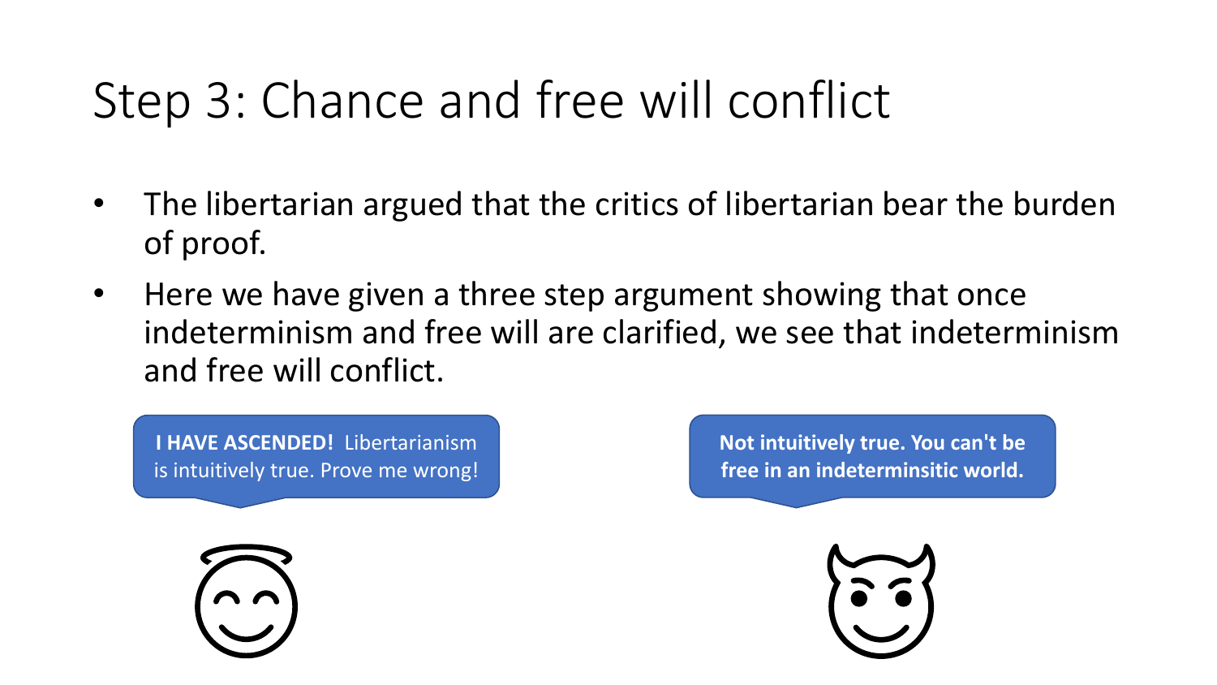# Step 3: Chance and free will conflict

- The libertarian argued that the critics of libertarian bear the burden of proof.
- Here we have given a three step argument showing that once indeterminism and free will are clarified, we see that indeterminism and free will conflict.

**I HAVE ASCENDED!** Libertarianism is intuitively true. Prove me wrong!

**Not intuitively true. You can't be free in an indeterminsitic world.**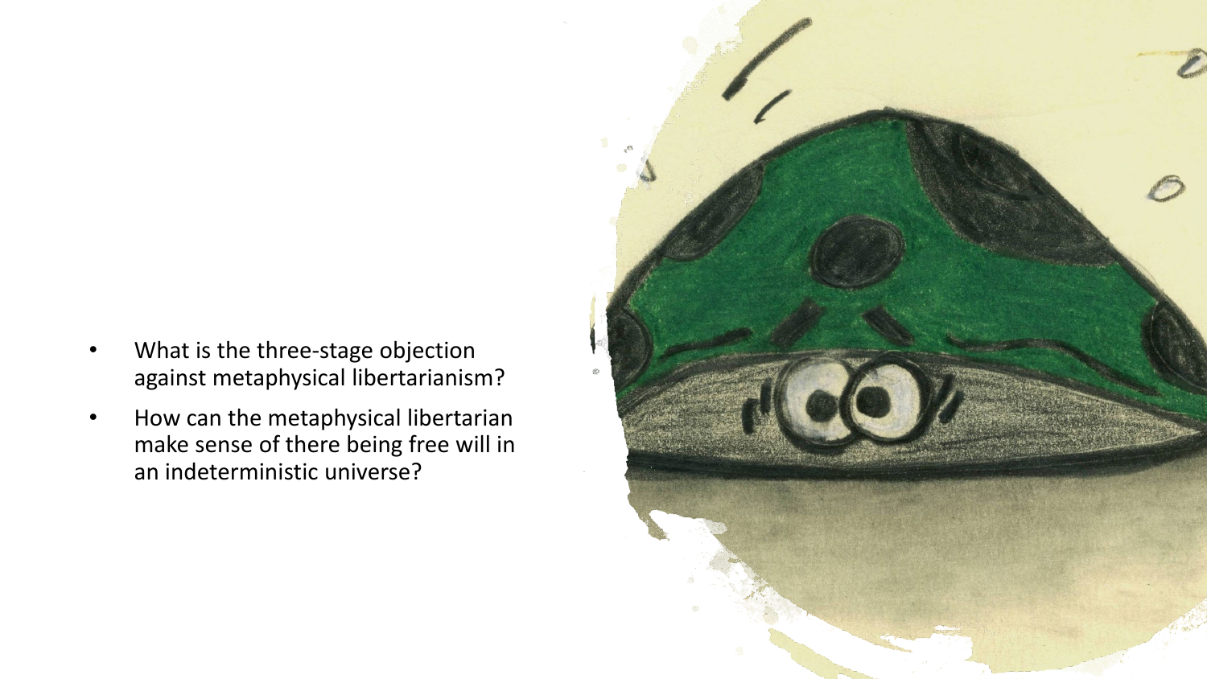- What is the three-stage objection against metaphysical libertarianism?
- How can the metaphysical libertarian make sense of there being free will in an indeterministic universe?